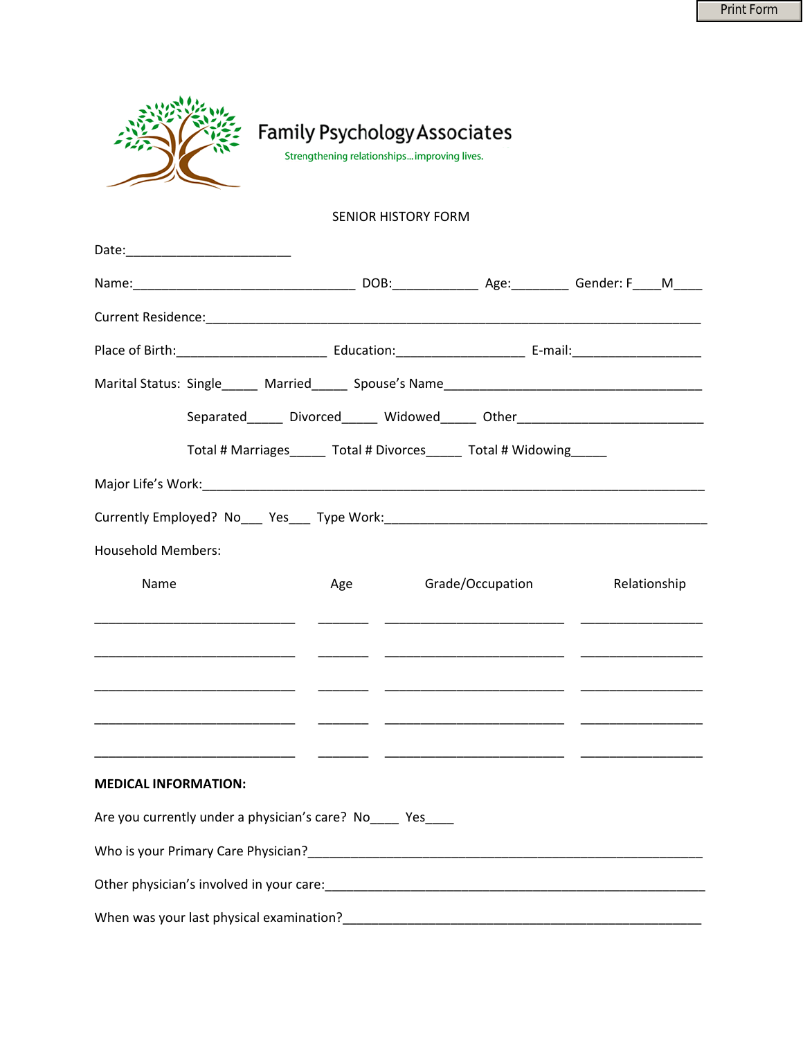Print Form

# Family Psychology Associates

Strengthening relationships...improving lives.

## SENIOR HISTORY FORM

Date:_______________________

Name:_______________________________ DOB:____________ Age:________ Gender: F____M____

Current Residence:_______________________________________________________________________

Place of Birth:_____________________ Education:__________________ E-mail:__________________

Marital Status: Single_____ Married_____ Spouse's Name_____________________________________

Separated_____ Divorced_____ Widowed_____ Other___________________________

Total # Marriages_____ Total # Divorces_____ Total # Widowing_____

Major Life's Work:________________________________________________________________________

Currently Employed? No___ Yes___ Type Work:_____________________________________________

Household Members:

| Name | Age | Grade/Occupation | Relationship |
|---|---|---|---|
| | | | |
| | | | |
| | | | |
| | | | |
| | | | |

**MEDICAL INFORMATION:**

Are you currently under a physician's care? No____ Yes____

Who is your Primary Care Physician?_______________________________________________________

Other physician's involved in your care:____________________________________________________

When was your last physical examination?__________________________________________________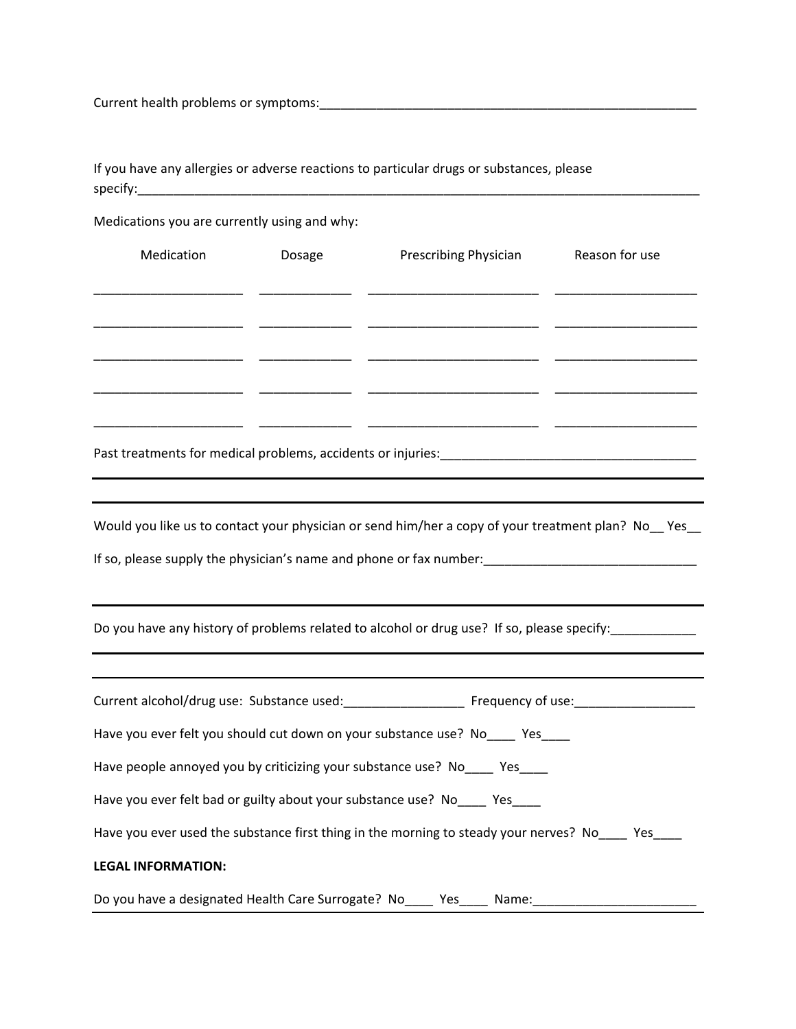Current health problems or symptoms:_______________________________________________________

If you have any allergies or adverse reactions to particular drugs or substances, please specify:_________________________________________________________________________________

Medications you are currently using and why:

| Medication | Dosage | Prescribing Physician | Reason for use |
| --- | --- | --- | --- |
| ____________________ | ____________ | ______________________ | ___________________ |
| ____________________ | ____________ | ______________________ | ___________________ |
| ____________________ | ____________ | ______________________ | ___________________ |
| ____________________ | ____________ | ______________________ | ___________________ |
| ____________________ | ____________ | ______________________ | ___________________ |

Past treatments for medical problems, accidents or injuries:____________________________________

---

---

Would you like us to contact your physician or send him/her a copy of your treatment plan? No__ Yes__

If so, please supply the physician's name and phone or fax number:_____________________________

---

Do you have any history of problems related to alcohol or drug use? If so, please specify:____________

---

---

Current alcohol/drug use: Substance used:_________________ Frequency of use:_________________

Have you ever felt you should cut down on your substance use? No____ Yes____

Have people annoyed you by criticizing your substance use? No____ Yes____

Have you ever felt bad or guilty about your substance use? No____ Yes____

Have you ever used the substance first thing in the morning to steady your nerves? No____ Yes____

**LEGAL INFORMATION:**

Do you have a designated Health Care Surrogate? No____ Yes____ Name:_______________________

---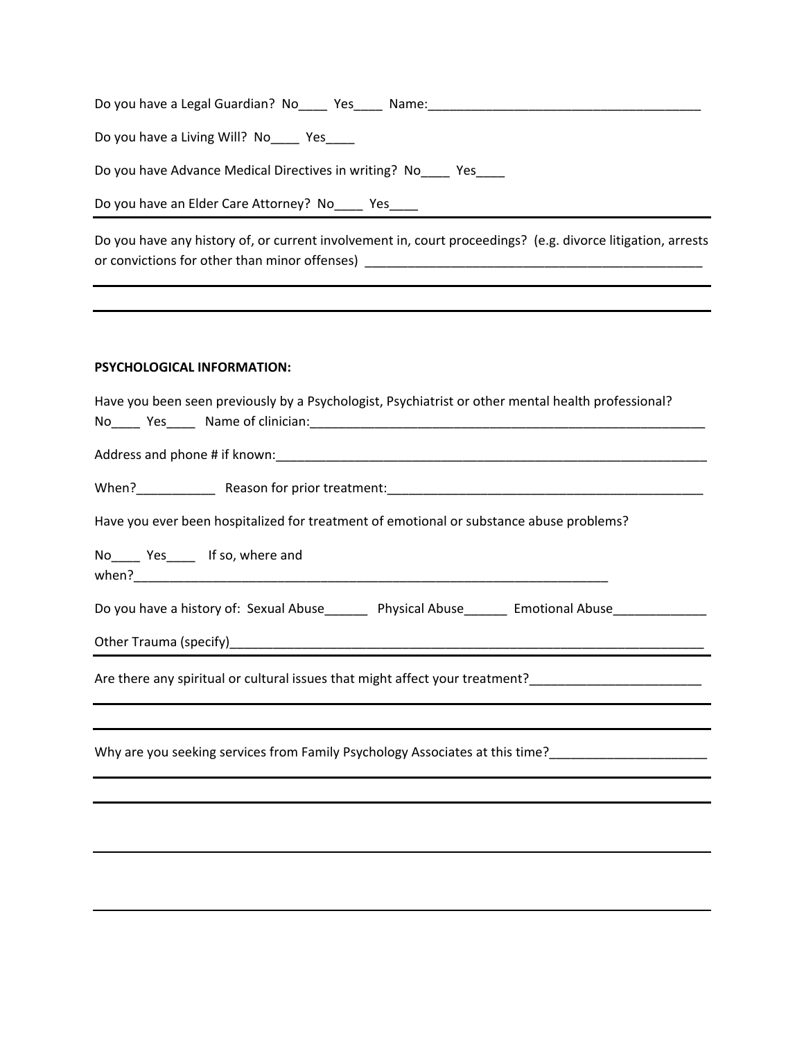Do you have a Legal Guardian? No____ Yes____ Name:________________________________________

Do you have a Living Will? No____ Yes____

Do you have Advance Medical Directives in writing? No____ Yes____

Do you have an Elder Care Attorney? No____ Yes____

---

Do you have any history of, or current involvement in, court proceedings? (e.g. divorce litigation, arrests or convictions for other than minor offenses) __________________________________________________

---

---

**PSYCHOLOGICAL INFORMATION:**

Have you been seen previously by a Psychologist, Psychiatrist or other mental health professional? No____ Yes____ Name of clinician:__________________________________________________________

Address and phone # if known:_________________________________________________________________

When?___________ Reason for prior treatment:_____________________________________________

Have you ever been hospitalized for treatment of emotional or substance abuse problems?

No____ Yes____ If so, where and when?______________________________________________________________________

Do you have a history of: Sexual Abuse______ Physical Abuse______ Emotional Abuse_____________

Other Trauma (specify)_____________________________________________________________________

---

Are there any spiritual or cultural issues that might affect your treatment?________________________

---

---

Why are you seeking services from Family Psychology Associates at this time?______________________

---

---

---

---